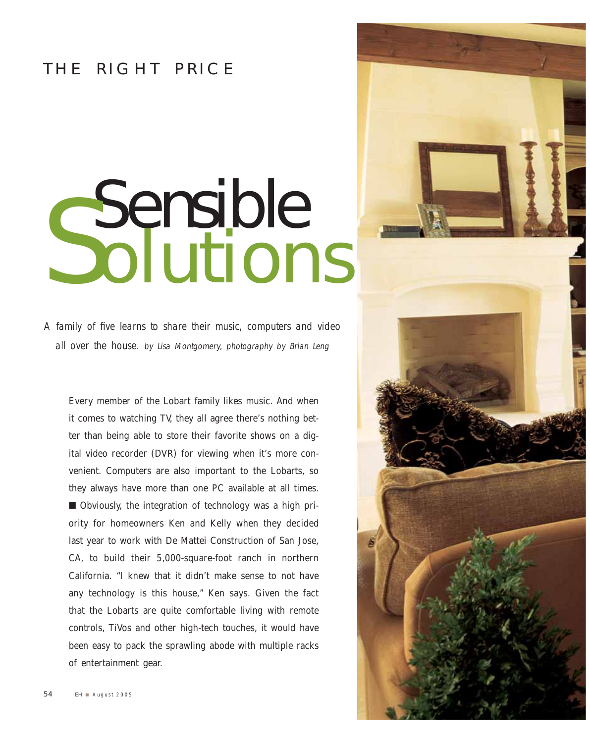THE RIGHT PRICE

# Sensible Solutions

*A family of five learns to share their music, computers and video all over the house.* *by Lisa Montgomery, photography by Brian Leng*

Every member of the Lobart family likes music. And when it comes to watching TV, they all agree there's nothing better than being able to store their favorite shows on a digital video recorder (DVR) for viewing when it's more convenient. Computers are also important to the Lobarts, so they always have more than one PC available at all times. ■ Obviously, the integration of technology was a high priority for homeowners Ken and Kelly when they decided last year to work with De Mattei Construction of San Jose, CA, to build their 5,000-square-foot ranch in northern California. "I knew that it didn't make sense to not have any technology is this house," Ken says. Given the fact that the Lobarts are quite comfortable living with remote controls, TiVos and other high-tech touches, it would have been easy to pack the sprawling abode with multiple racks of entertainment gear.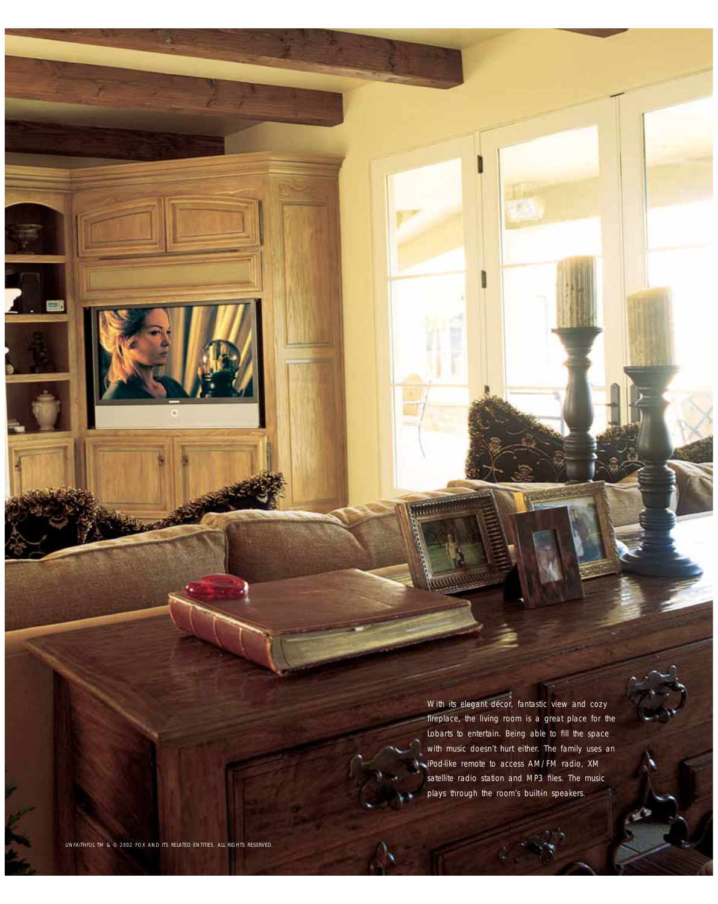With its elegant décor, fantastic view and cozy fireplace, the living room is a great place for the Lobarts to entertain. Being able to fill the space with music doesn't hurt either. The family uses an iPod-like remote to access AM/FM radio, XM satellite radio station and MP3 files. The music plays through the room's built-in speakers.

*UNFAITHFUL* TM & © 2002 FOX AND ITS RELATED ENTITIES. ALL RIGHTS RESERVED.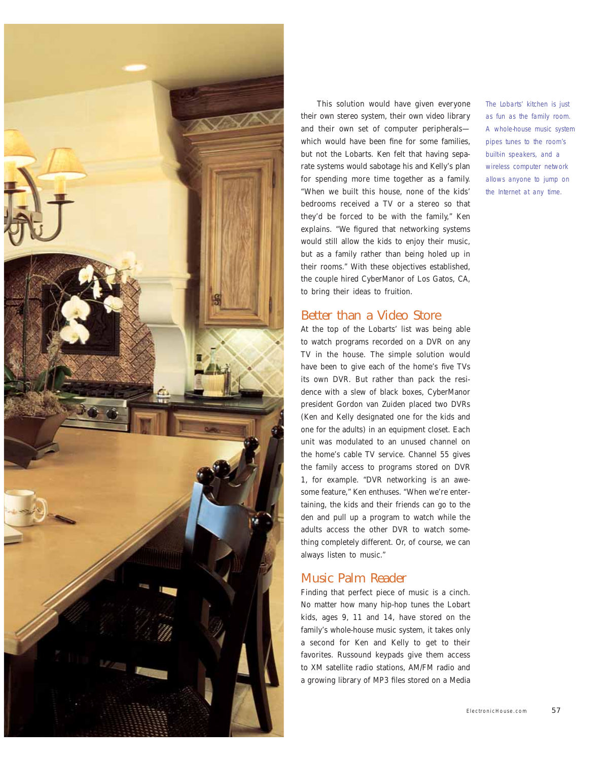This solution would have given everyone their own stereo system, their own video library and their own set of computer peripherals—which would have been fine for some families, but not the Lobarts. Ken felt that having separate systems would sabotage his and Kelly's plan for spending more time together as a family. "When we built this house, none of the kids' bedrooms received a TV or a stereo so that they'd be forced to be with the family," Ken explains. "We figured that networking systems would still allow the kids to enjoy their music, but as a family rather than being holed up in their rooms." With these objectives established, the couple hired CyberManor of Los Gatos, CA, to bring their ideas to fruition.

## Better than a Video Store

At the top of the Lobarts' list was being able to watch programs recorded on a DVR on any TV in the house. The simple solution would have been to give each of the home's five TVs its own DVR. But rather than pack the residence with a slew of black boxes, CyberManor president Gordon van Zuiden placed two DVRs (Ken and Kelly designated one for the kids and one for the adults) in an equipment closet. Each unit was modulated to an unused channel on the home's cable TV service. Channel 55 gives the family access to programs stored on DVR 1, for example. "DVR networking is an awesome feature," Ken enthuses. "When we're entertaining, the kids and their friends can go to the den and pull up a program to watch while the adults access the other DVR to watch something completely different. Or, of course, we can always listen to music."

## Music Palm Reader

Finding that perfect piece of music is a cinch. No matter how many hip-hop tunes the Lobart kids, ages 9, 11 and 14, have stored on the family's whole-house music system, it takes only a second for Ken and Kelly to get to their favorites. Russound keypads give them access to XM satellite radio stations, AM/FM radio and a growing library of MP3 files stored on a Media

*The Lobarts' kitchen is just as fun as the family room. A whole-house music system pipes tunes to the room's built-in speakers, and a wireless computer network allows anyone to jump on the Internet at any time.*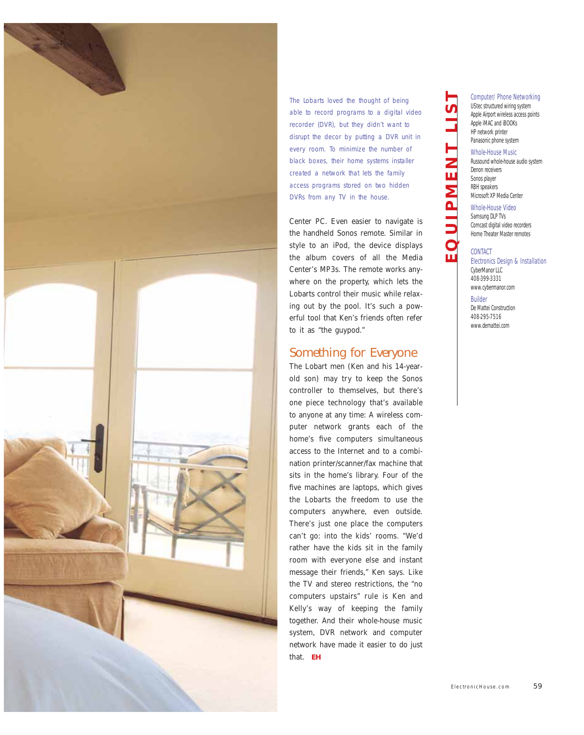*The Lobarts loved the thought of being able to record programs to a digital video recorder (DVR), but they didn't want to disrupt the decor by putting a DVR unit in every room. To minimize the number of black boxes, their home systems installer created a network that lets the family access programs stored on two hidden DVRs from any TV in the house.*

Center PC. Even easier to navigate is the handheld Sonos remote. Similar in style to an iPod, the device displays the album covers of all the Media Center's MP3s. The remote works anywhere on the property, which lets the Lobarts control their music while relaxing out by the pool. It's such a powerful tool that Ken's friends often refer to it as "the guypod."

## Something for Everyone

The Lobart men (Ken and his 14-year-old son) may try to keep the Sonos controller to themselves, but there's one piece technology that's available to anyone at any time: A wireless computer network grants each of the home's five computers simultaneous access to the Internet and to a combination printer/scanner/fax machine that sits in the home's library. Four of the five machines are laptops, which gives the Lobarts the freedom to use the computers anywhere, even outside. There's just one place the computers can't go: into the kids' rooms. "We'd rather have the kids sit in the family room with everyone else and instant message their friends," Ken says. Like the TV and stereo restrictions, the "no computers upstairs" rule is Ken and Kelly's way of keeping the family together. And their whole-house music system, DVR network and computer network have made it easier to do just that. **EH**

## EQUIPMENT LIST

### Computer/ Phone Networking

USTec structured wiring system
Apple Airport wireless access points
Apple iMAC and iBOOKs
HP network printer
Panasonic phone system

### Whole-House Music

Russound whole-house audio system
Denon receivers
Sonos player
RBH speakers
Microsoft XP Media Center

### Whole-House Video

Samsung DLP TVs
Comcast digital video recorders
Home Theater Master remotes

### CONTACT

**Electronics Design & Installation**
CyberManor LLC
408-399-3331
www.cybermanor.com

**Builder**
De Mattei Construction
408-295-7516
www.demattei.com